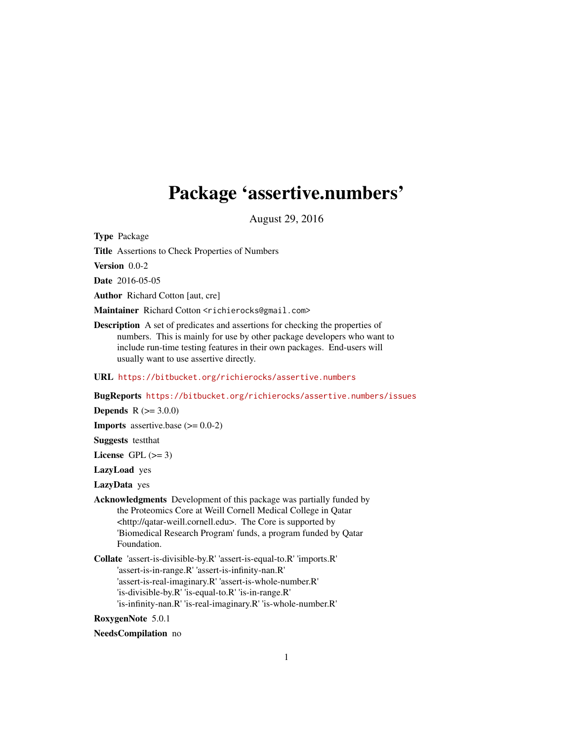# Package 'assertive.numbers'

August 29, 2016

**Type** Package

**Title** Assertions to Check Properties of Numbers

**Version** 0.0-2

**Date** 2016-05-05

**Author** Richard Cotton [aut, cre]

**Maintainer** Richard Cotton <richierocks@gmail.com>

**Description** A set of predicates and assertions for checking the properties of numbers. This is mainly for use by other package developers who want to include run-time testing features in their own packages. End-users will usually want to use assertive directly.

**URL** https://bitbucket.org/richierocks/assertive.numbers

**BugReports** https://bitbucket.org/richierocks/assertive.numbers/issues

**Depends** R (>= 3.0.0)

**Imports** assertive.base (>= 0.0-2)

**Suggests** testthat

**License** GPL (>= 3)

**LazyLoad** yes

**LazyData** yes

**Acknowledgments** Development of this package was partially funded by the Proteomics Core at Weill Cornell Medical College in Qatar <http://qatar-weill.cornell.edu>. The Core is supported by 'Biomedical Research Program' funds, a program funded by Qatar Foundation.

**Collate** 'assert-is-divisible-by.R' 'assert-is-equal-to.R' 'imports.R' 'assert-is-in-range.R' 'assert-is-infinity-nan.R' 'assert-is-real-imaginary.R' 'assert-is-whole-number.R' 'is-divisible-by.R' 'is-equal-to.R' 'is-in-range.R' 'is-infinity-nan.R' 'is-real-imaginary.R' 'is-whole-number.R'

**RoxygenNote** 5.0.1

**NeedsCompilation** no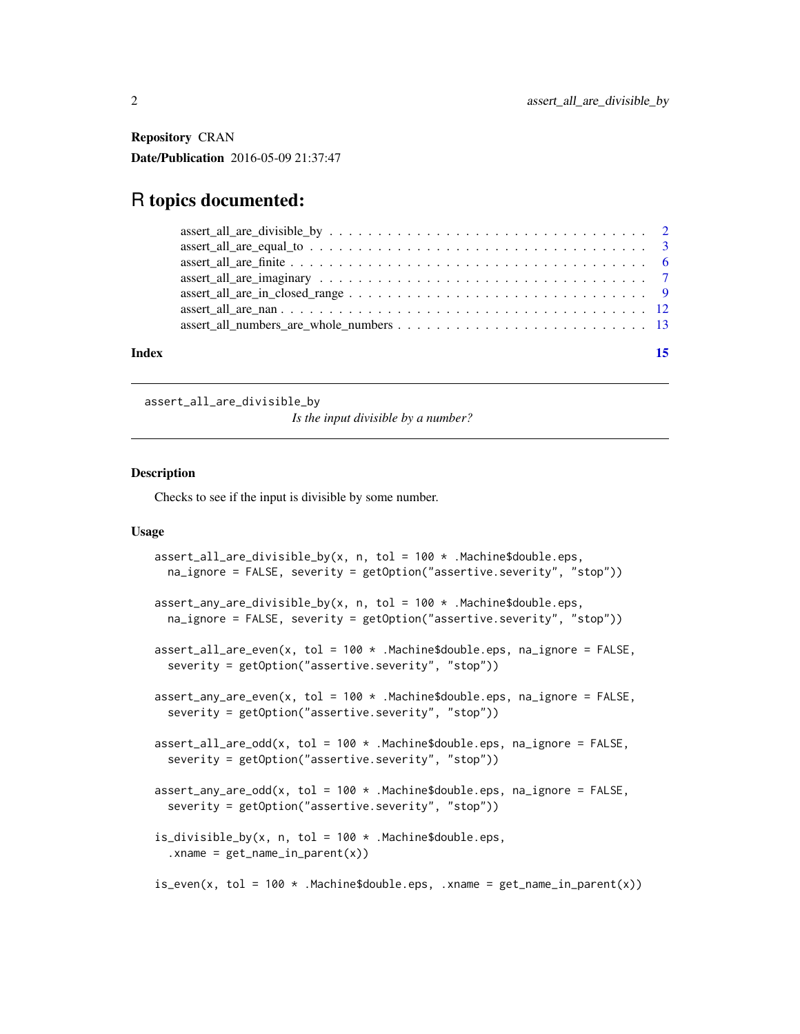**Repository** CRAN

**Date/Publication** 2016-05-09 21:37:47

# R topics documented:

- assert_all_are_divisible_by . . . . . . . . . . . . . . . . . . . . . . . . . . . . . . . . 2
- assert_all_are_equal_to . . . . . . . . . . . . . . . . . . . . . . . . . . . . . . . . . . . 3
- assert_all_are_finite . . . . . . . . . . . . . . . . . . . . . . . . . . . . . . . . . . . . . 6
- assert_all_are_imaginary . . . . . . . . . . . . . . . . . . . . . . . . . . . . . . . . . . 7
- assert_all_are_in_closed_range . . . . . . . . . . . . . . . . . . . . . . . . . . . . . . 9
- assert_all_are_nan . . . . . . . . . . . . . . . . . . . . . . . . . . . . . . . . . . . . . . 12
- assert_all_numbers_are_whole_numbers . . . . . . . . . . . . . . . . . . . . . . . . 13

**Index** 15

---

## assert_all_are_divisible_by

*Is the input divisible by a number?*

---

### Description

Checks to see if the input is divisible by some number.

### Usage

```
assert_all_are_divisible_by(x, n, tol = 100 * .Machine$double.eps,
  na_ignore = FALSE, severity = getOption("assertive.severity", "stop"))

assert_any_are_divisible_by(x, n, tol = 100 * .Machine$double.eps,
  na_ignore = FALSE, severity = getOption("assertive.severity", "stop"))

assert_all_are_even(x, tol = 100 * .Machine$double.eps, na_ignore = FALSE,
  severity = getOption("assertive.severity", "stop"))

assert_any_are_even(x, tol = 100 * .Machine$double.eps, na_ignore = FALSE,
  severity = getOption("assertive.severity", "stop"))

assert_all_are_odd(x, tol = 100 * .Machine$double.eps, na_ignore = FALSE,
  severity = getOption("assertive.severity", "stop"))

assert_any_are_odd(x, tol = 100 * .Machine$double.eps, na_ignore = FALSE,
  severity = getOption("assertive.severity", "stop"))

is_divisible_by(x, n, tol = 100 * .Machine$double.eps,
  .xname = get_name_in_parent(x))

is_even(x, tol = 100 * .Machine$double.eps, .xname = get_name_in_parent(x))
```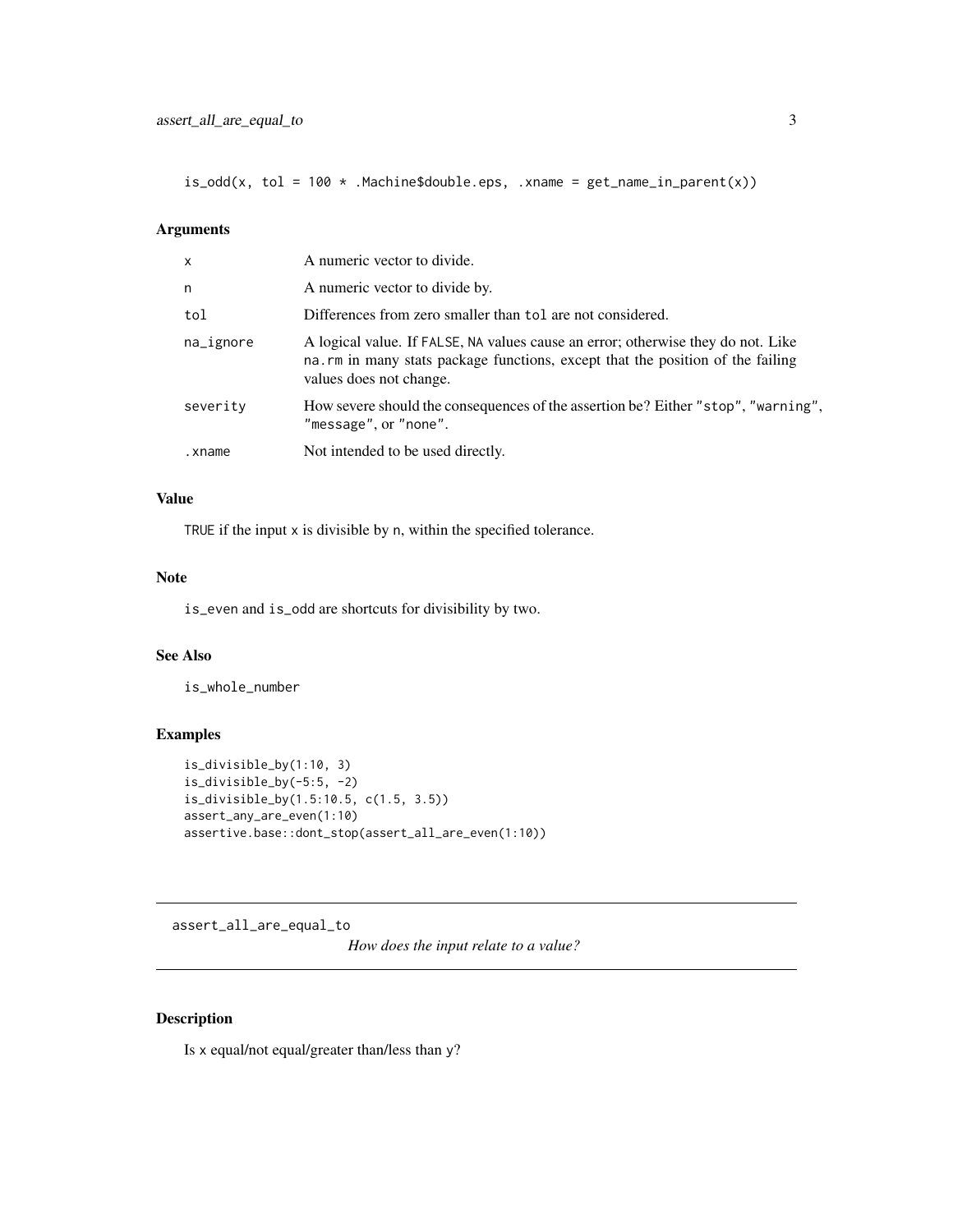```
is_odd(x, tol = 100 * .Machine$double.eps, .xname = get_name_in_parent(x))
```

### Arguments

| | |
|---|---|
| x | A numeric vector to divide. |
| n | A numeric vector to divide by. |
| tol | Differences from zero smaller than tol are not considered. |
| na_ignore | A logical value. If FALSE, NA values cause an error; otherwise they do not. Like na.rm in many stats package functions, except that the position of the failing values does not change. |
| severity | How severe should the consequences of the assertion be? Either "stop", "warning", "message", or "none". |
| .xname | Not intended to be used directly. |

### Value

TRUE if the input x is divisible by n, within the specified tolerance.

### Note

is_even and is_odd are shortcuts for divisibility by two.

### See Also

is_whole_number

### Examples

```
is_divisible_by(1:10, 3)
is_divisible_by(-5:5, -2)
is_divisible_by(1.5:10.5, c(1.5, 3.5))
assert_any_are_even(1:10)
assertive.base::dont_stop(assert_all_are_even(1:10))
```

---

## assert_all_are_equal_to

*How does the input relate to a value?*

---

### Description

Is x equal/not equal/greater than/less than y?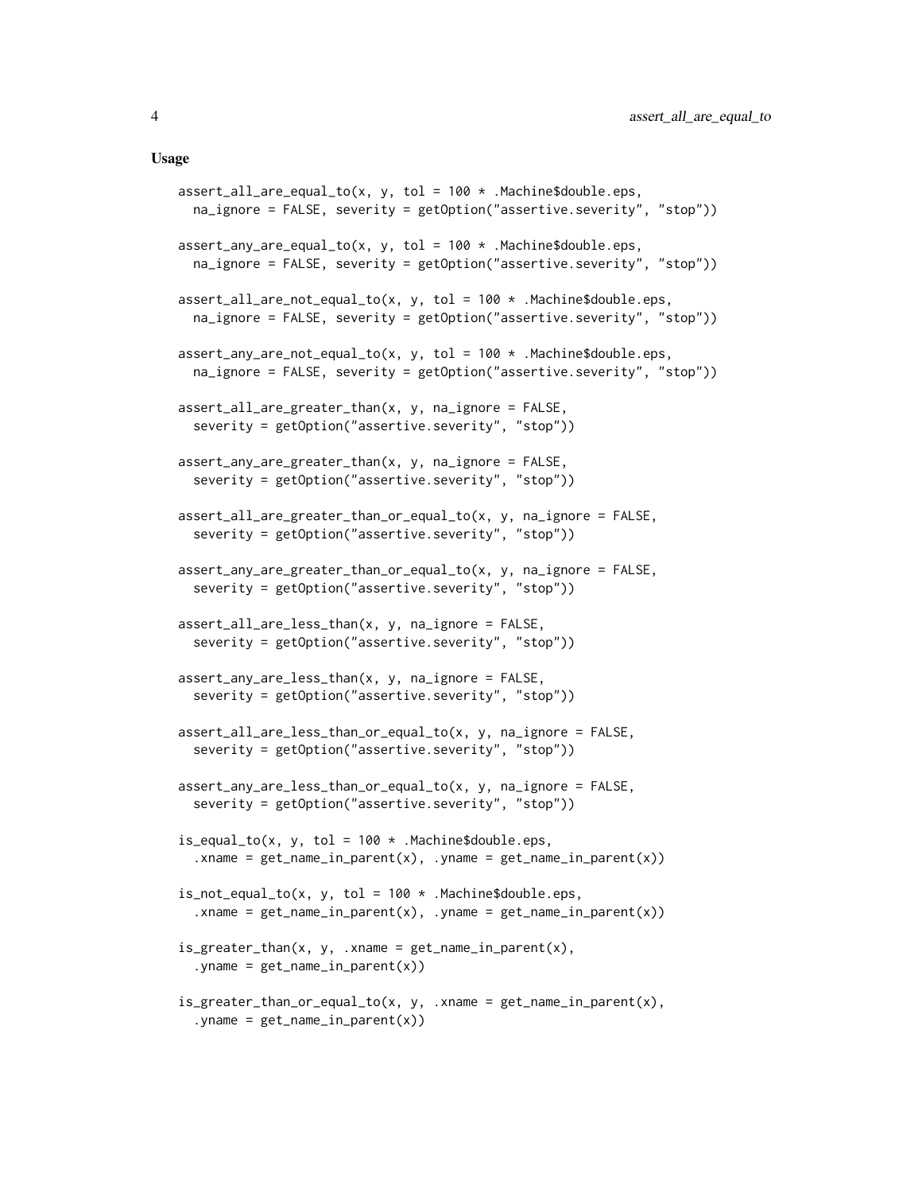## Usage

```
assert_all_are_equal_to(x, y, tol = 100 * .Machine$double.eps,
  na_ignore = FALSE, severity = getOption("assertive.severity", "stop"))

assert_any_are_equal_to(x, y, tol = 100 * .Machine$double.eps,
  na_ignore = FALSE, severity = getOption("assertive.severity", "stop"))

assert_all_are_not_equal_to(x, y, tol = 100 * .Machine$double.eps,
  na_ignore = FALSE, severity = getOption("assertive.severity", "stop"))

assert_any_are_not_equal_to(x, y, tol = 100 * .Machine$double.eps,
  na_ignore = FALSE, severity = getOption("assertive.severity", "stop"))

assert_all_are_greater_than(x, y, na_ignore = FALSE,
  severity = getOption("assertive.severity", "stop"))

assert_any_are_greater_than(x, y, na_ignore = FALSE,
  severity = getOption("assertive.severity", "stop"))

assert_all_are_greater_than_or_equal_to(x, y, na_ignore = FALSE,
  severity = getOption("assertive.severity", "stop"))

assert_any_are_greater_than_or_equal_to(x, y, na_ignore = FALSE,
  severity = getOption("assertive.severity", "stop"))

assert_all_are_less_than(x, y, na_ignore = FALSE,
  severity = getOption("assertive.severity", "stop"))

assert_any_are_less_than(x, y, na_ignore = FALSE,
  severity = getOption("assertive.severity", "stop"))

assert_all_are_less_than_or_equal_to(x, y, na_ignore = FALSE,
  severity = getOption("assertive.severity", "stop"))

assert_any_are_less_than_or_equal_to(x, y, na_ignore = FALSE,
  severity = getOption("assertive.severity", "stop"))

is_equal_to(x, y, tol = 100 * .Machine$double.eps,
  .xname = get_name_in_parent(x), .yname = get_name_in_parent(x))

is_not_equal_to(x, y, tol = 100 * .Machine$double.eps,
  .xname = get_name_in_parent(x), .yname = get_name_in_parent(x))

is_greater_than(x, y, .xname = get_name_in_parent(x),
  .yname = get_name_in_parent(x))

is_greater_than_or_equal_to(x, y, .xname = get_name_in_parent(x),
  .yname = get_name_in_parent(x))
```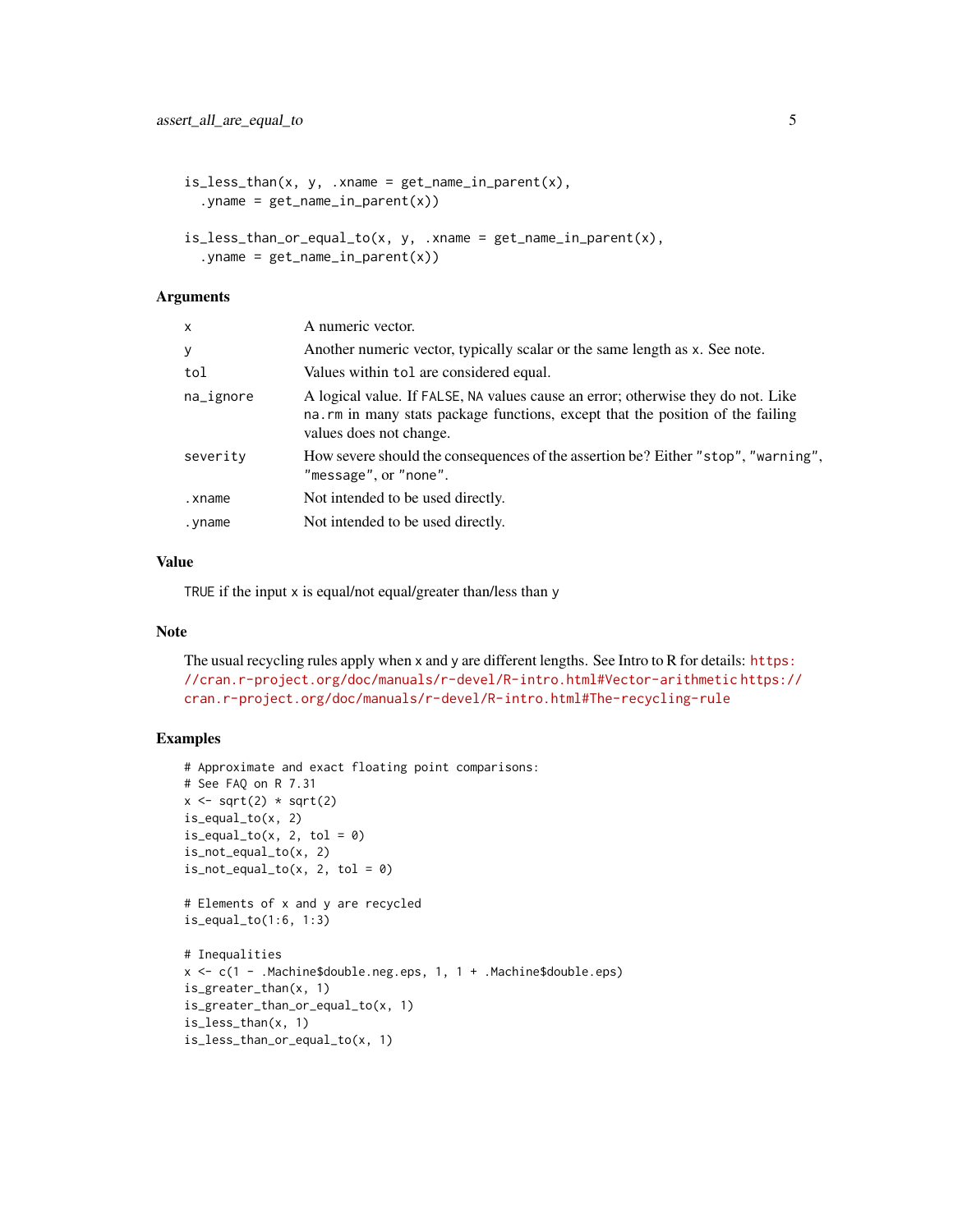```
is_less_than(x, y, .xname = get_name_in_parent(x),
  .yname = get_name_in_parent(x))

is_less_than_or_equal_to(x, y, .xname = get_name_in_parent(x),
  .yname = get_name_in_parent(x))
```

### Arguments

| | |
|---|---|
| `x` | A numeric vector. |
| `y` | Another numeric vector, typically scalar or the same length as `x`. See note. |
| `tol` | Values within `tol` are considered equal. |
| `na_ignore` | A logical value. If `FALSE`, `NA` values cause an error; otherwise they do not. Like `na.rm` in many stats package functions, except that the position of the failing values does not change. |
| `severity` | How severe should the consequences of the assertion be? Either `"stop"`, `"warning"`, `"message"`, or `"none"`. |
| `.xname` | Not intended to be used directly. |
| `.yname` | Not intended to be used directly. |

### Value

`TRUE` if the input `x` is equal/not equal/greater than/less than `y`

### Note

The usual recycling rules apply when x and y are different lengths. See Intro to R for details: https://cran.r-project.org/doc/manuals/r-devel/R-intro.html#Vector-arithmetic https://cran.r-project.org/doc/manuals/r-devel/R-intro.html#The-recycling-rule

### Examples

```
# Approximate and exact floating point comparisons:
# See FAQ on R 7.31
x <- sqrt(2) * sqrt(2)
is_equal_to(x, 2)
is_equal_to(x, 2, tol = 0)
is_not_equal_to(x, 2)
is_not_equal_to(x, 2, tol = 0)

# Elements of x and y are recycled
is_equal_to(1:6, 1:3)

# Inequalities
x <- c(1 - .Machine$double.neg.eps, 1, 1 + .Machine$double.eps)
is_greater_than(x, 1)
is_greater_than_or_equal_to(x, 1)
is_less_than(x, 1)
is_less_than_or_equal_to(x, 1)
```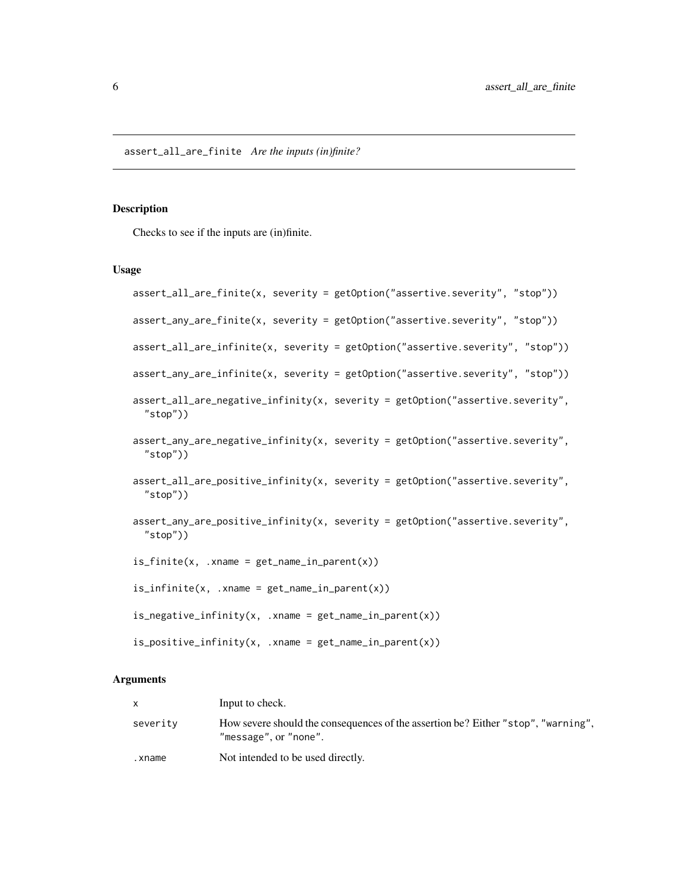`assert_all_are_finite` *Are the inputs (in)finite?*

## Description

Checks to see if the inputs are (in)finite.

## Usage

```
assert_all_are_finite(x, severity = getOption("assertive.severity", "stop"))

assert_any_are_finite(x, severity = getOption("assertive.severity", "stop"))

assert_all_are_infinite(x, severity = getOption("assertive.severity", "stop"))

assert_any_are_infinite(x, severity = getOption("assertive.severity", "stop"))

assert_all_are_negative_infinity(x, severity = getOption("assertive.severity",
  "stop"))

assert_any_are_negative_infinity(x, severity = getOption("assertive.severity",
  "stop"))

assert_all_are_positive_infinity(x, severity = getOption("assertive.severity",
  "stop"))

assert_any_are_positive_infinity(x, severity = getOption("assertive.severity",
  "stop"))

is_finite(x, .xname = get_name_in_parent(x))

is_infinite(x, .xname = get_name_in_parent(x))

is_negative_infinity(x, .xname = get_name_in_parent(x))

is_positive_infinity(x, .xname = get_name_in_parent(x))
```

## Arguments

| | |
|---|---|
| `x` | Input to check. |
| `severity` | How severe should the consequences of the assertion be? Either `"stop"`, `"warning"`, `"message"`, or `"none"`. |
| `.xname` | Not intended to be used directly. |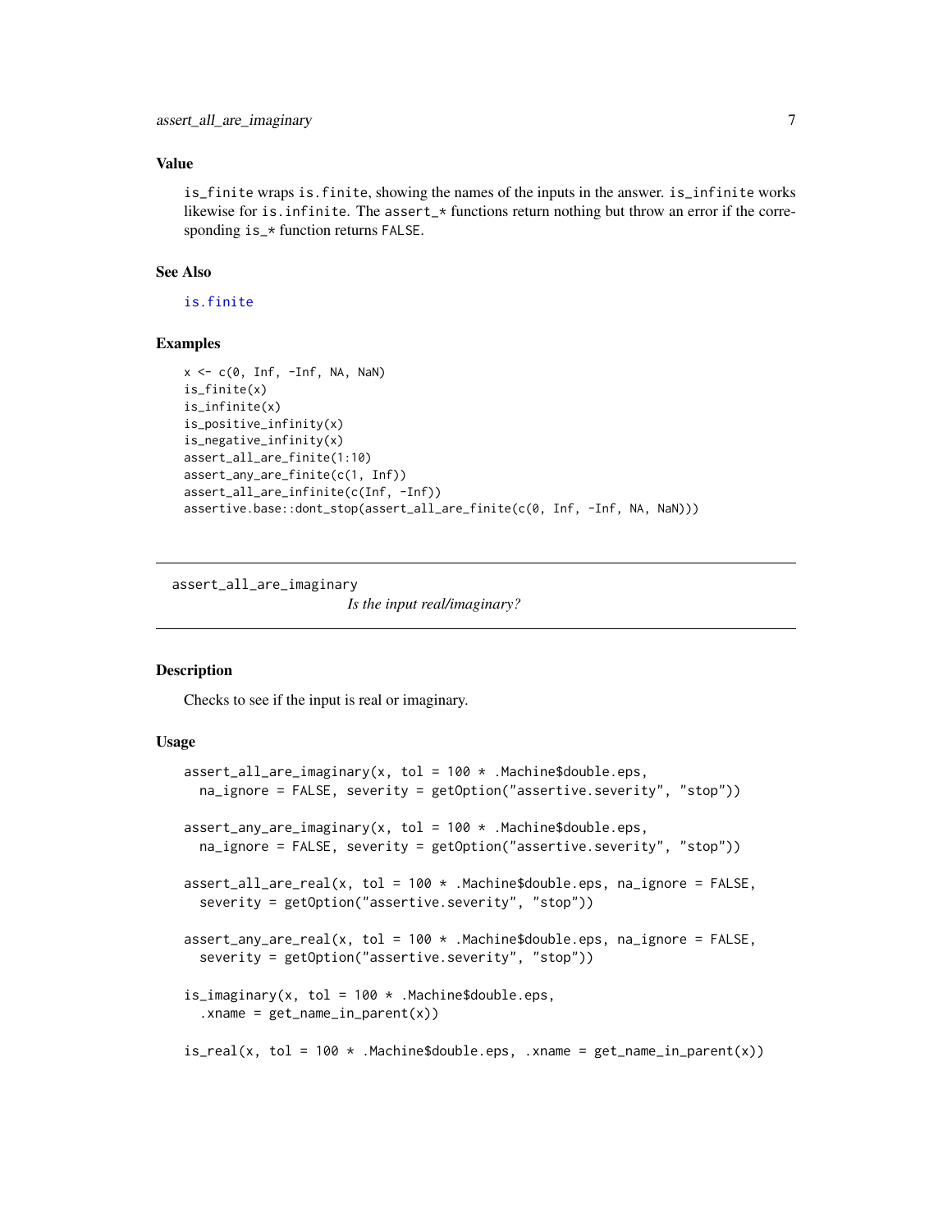### Value

`is_finite` wraps `is.finite`, showing the names of the inputs in the answer. `is_infinite` works likewise for `is.infinite`. The `assert_*` functions return nothing but throw an error if the corresponding `is_*` function returns `FALSE`.

### See Also

`is.finite`

### Examples

```
x <- c(0, Inf, -Inf, NA, NaN)
is_finite(x)
is_infinite(x)
is_positive_infinity(x)
is_negative_infinity(x)
assert_all_are_finite(1:10)
assert_any_are_finite(c(1, Inf))
assert_all_are_infinite(c(Inf, -Inf))
assertive.base::dont_stop(assert_all_are_finite(c(0, Inf, -Inf, NA, NaN)))
```

---

## assert_all_are_imaginary — *Is the input real/imaginary?*

---

### Description

Checks to see if the input is real or imaginary.

### Usage

```
assert_all_are_imaginary(x, tol = 100 * .Machine$double.eps,
  na_ignore = FALSE, severity = getOption("assertive.severity", "stop"))

assert_any_are_imaginary(x, tol = 100 * .Machine$double.eps,
  na_ignore = FALSE, severity = getOption("assertive.severity", "stop"))

assert_all_are_real(x, tol = 100 * .Machine$double.eps, na_ignore = FALSE,
  severity = getOption("assertive.severity", "stop"))

assert_any_are_real(x, tol = 100 * .Machine$double.eps, na_ignore = FALSE,
  severity = getOption("assertive.severity", "stop"))

is_imaginary(x, tol = 100 * .Machine$double.eps,
  .xname = get_name_in_parent(x))

is_real(x, tol = 100 * .Machine$double.eps, .xname = get_name_in_parent(x))
```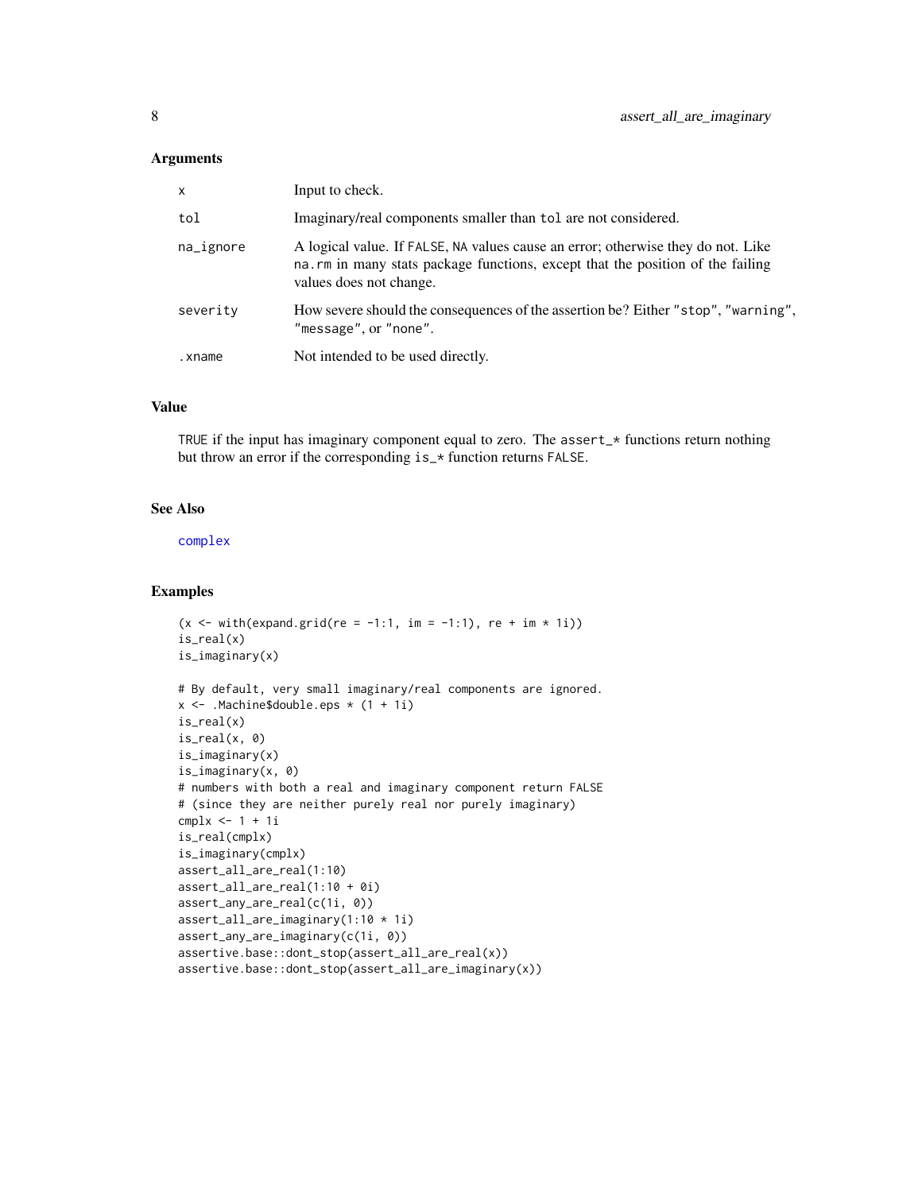### Arguments

| | |
|---|---|
| x | Input to check. |
| tol | Imaginary/real components smaller than tol are not considered. |
| na_ignore | A logical value. If FALSE, NA values cause an error; otherwise they do not. Like na.rm in many stats package functions, except that the position of the failing values does not change. |
| severity | How severe should the consequences of the assertion be? Either "stop", "warning", "message", or "none". |
| .xname | Not intended to be used directly. |

### Value

TRUE if the input has imaginary component equal to zero. The assert_* functions return nothing but throw an error if the corresponding is_* function returns FALSE.

### See Also

complex

### Examples

```
(x <- with(expand.grid(re = -1:1, im = -1:1), re + im * 1i))
is_real(x)
is_imaginary(x)

# By default, very small imaginary/real components are ignored.
x <- .Machine$double.eps * (1 + 1i)
is_real(x)
is_real(x, 0)
is_imaginary(x)
is_imaginary(x, 0)
# numbers with both a real and imaginary component return FALSE
# (since they are neither purely real nor purely imaginary)
cmplx <- 1 + 1i
is_real(cmplx)
is_imaginary(cmplx)
assert_all_are_real(1:10)
assert_all_are_real(1:10 + 0i)
assert_any_are_real(c(1i, 0))
assert_all_are_imaginary(1:10 * 1i)
assert_any_are_imaginary(c(1i, 0))
assertive.base::dont_stop(assert_all_are_real(x))
assertive.base::dont_stop(assert_all_are_imaginary(x))
```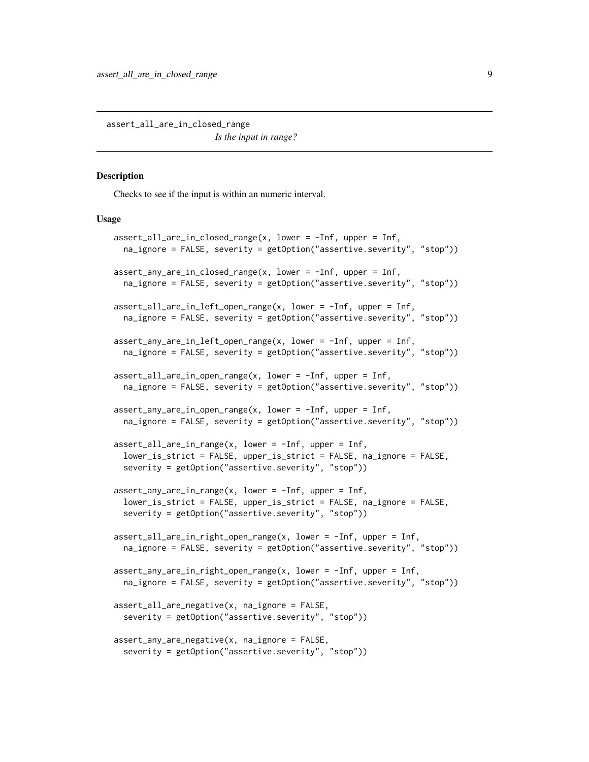## assert_all_are_in_closed_range

*Is the input in range?*

### Description

Checks to see if the input is within an numeric interval.

### Usage

```
assert_all_are_in_closed_range(x, lower = -Inf, upper = Inf,
  na_ignore = FALSE, severity = getOption("assertive.severity", "stop"))

assert_any_are_in_closed_range(x, lower = -Inf, upper = Inf,
  na_ignore = FALSE, severity = getOption("assertive.severity", "stop"))

assert_all_are_in_left_open_range(x, lower = -Inf, upper = Inf,
  na_ignore = FALSE, severity = getOption("assertive.severity", "stop"))

assert_any_are_in_left_open_range(x, lower = -Inf, upper = Inf,
  na_ignore = FALSE, severity = getOption("assertive.severity", "stop"))

assert_all_are_in_open_range(x, lower = -Inf, upper = Inf,
  na_ignore = FALSE, severity = getOption("assertive.severity", "stop"))

assert_any_are_in_open_range(x, lower = -Inf, upper = Inf,
  na_ignore = FALSE, severity = getOption("assertive.severity", "stop"))

assert_all_are_in_range(x, lower = -Inf, upper = Inf,
  lower_is_strict = FALSE, upper_is_strict = FALSE, na_ignore = FALSE,
  severity = getOption("assertive.severity", "stop"))

assert_any_are_in_range(x, lower = -Inf, upper = Inf,
  lower_is_strict = FALSE, upper_is_strict = FALSE, na_ignore = FALSE,
  severity = getOption("assertive.severity", "stop"))

assert_all_are_in_right_open_range(x, lower = -Inf, upper = Inf,
  na_ignore = FALSE, severity = getOption("assertive.severity", "stop"))

assert_any_are_in_right_open_range(x, lower = -Inf, upper = Inf,
  na_ignore = FALSE, severity = getOption("assertive.severity", "stop"))

assert_all_are_negative(x, na_ignore = FALSE,
  severity = getOption("assertive.severity", "stop"))

assert_any_are_negative(x, na_ignore = FALSE,
  severity = getOption("assertive.severity", "stop"))
```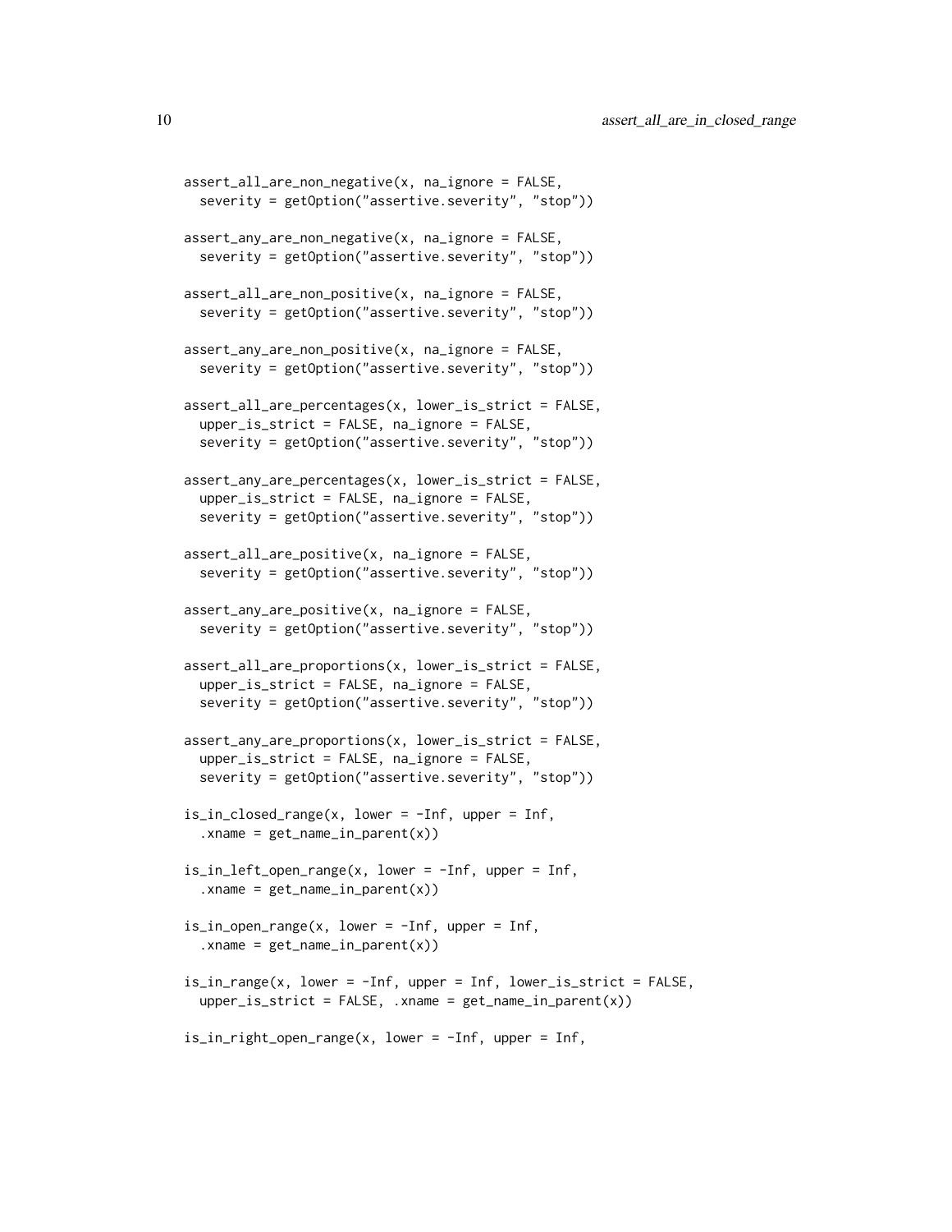```
assert_all_are_non_negative(x, na_ignore = FALSE,
  severity = getOption("assertive.severity", "stop"))

assert_any_are_non_negative(x, na_ignore = FALSE,
  severity = getOption("assertive.severity", "stop"))

assert_all_are_non_positive(x, na_ignore = FALSE,
  severity = getOption("assertive.severity", "stop"))

assert_any_are_non_positive(x, na_ignore = FALSE,
  severity = getOption("assertive.severity", "stop"))

assert_all_are_percentages(x, lower_is_strict = FALSE,
  upper_is_strict = FALSE, na_ignore = FALSE,
  severity = getOption("assertive.severity", "stop"))

assert_any_are_percentages(x, lower_is_strict = FALSE,
  upper_is_strict = FALSE, na_ignore = FALSE,
  severity = getOption("assertive.severity", "stop"))

assert_all_are_positive(x, na_ignore = FALSE,
  severity = getOption("assertive.severity", "stop"))

assert_any_are_positive(x, na_ignore = FALSE,
  severity = getOption("assertive.severity", "stop"))

assert_all_are_proportions(x, lower_is_strict = FALSE,
  upper_is_strict = FALSE, na_ignore = FALSE,
  severity = getOption("assertive.severity", "stop"))

assert_any_are_proportions(x, lower_is_strict = FALSE,
  upper_is_strict = FALSE, na_ignore = FALSE,
  severity = getOption("assertive.severity", "stop"))

is_in_closed_range(x, lower = -Inf, upper = Inf,
  .xname = get_name_in_parent(x))

is_in_left_open_range(x, lower = -Inf, upper = Inf,
  .xname = get_name_in_parent(x))

is_in_open_range(x, lower = -Inf, upper = Inf,
  .xname = get_name_in_parent(x))

is_in_range(x, lower = -Inf, upper = Inf, lower_is_strict = FALSE,
  upper_is_strict = FALSE, .xname = get_name_in_parent(x))

is_in_right_open_range(x, lower = -Inf, upper = Inf,
```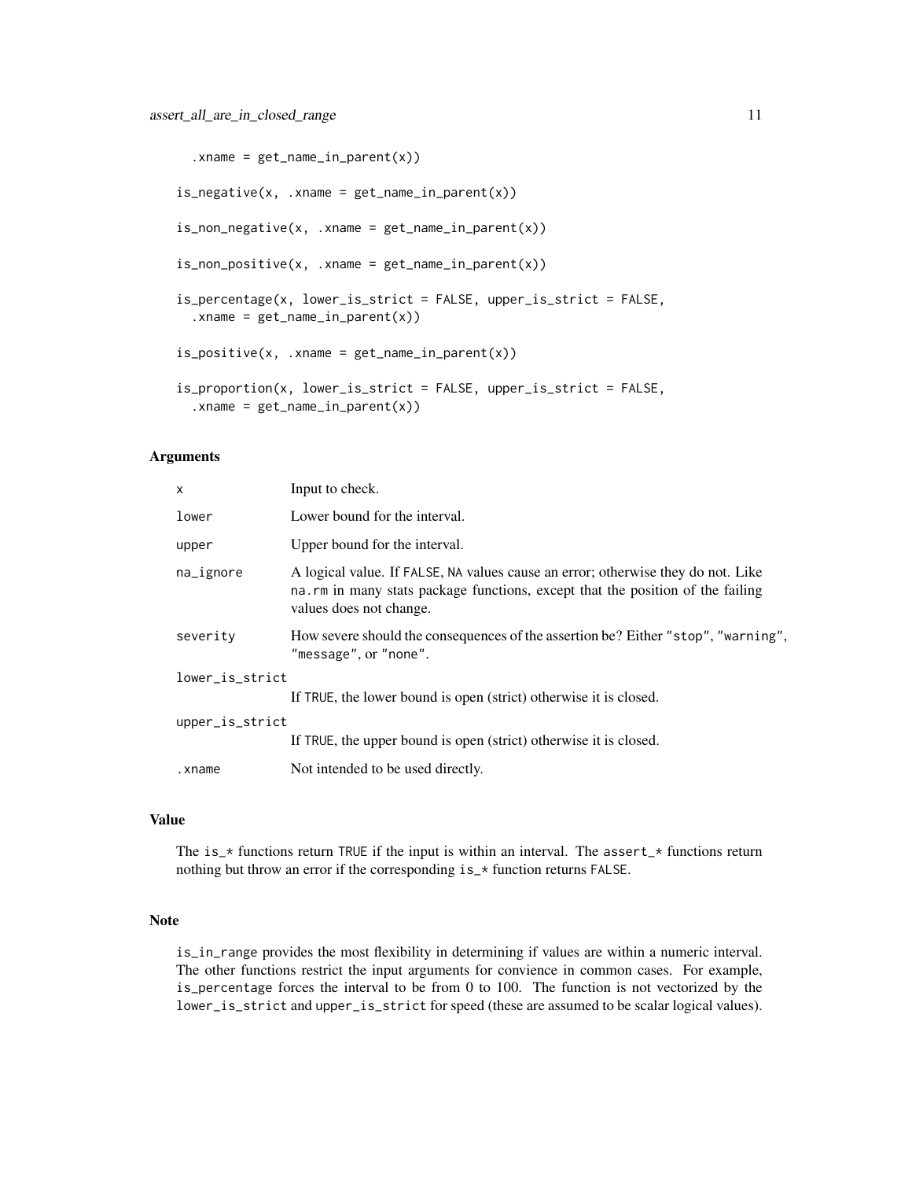```
  .xname = get_name_in_parent(x))

is_negative(x, .xname = get_name_in_parent(x))

is_non_negative(x, .xname = get_name_in_parent(x))

is_non_positive(x, .xname = get_name_in_parent(x))

is_percentage(x, lower_is_strict = FALSE, upper_is_strict = FALSE,
  .xname = get_name_in_parent(x))

is_positive(x, .xname = get_name_in_parent(x))

is_proportion(x, lower_is_strict = FALSE, upper_is_strict = FALSE,
  .xname = get_name_in_parent(x))
```

### Arguments

| | |
|---|---|
| `x` | Input to check. |
| `lower` | Lower bound for the interval. |
| `upper` | Upper bound for the interval. |
| `na_ignore` | A logical value. If `FALSE`, `NA` values cause an error; otherwise they do not. Like `na.rm` in many stats package functions, except that the position of the failing values does not change. |
| `severity` | How severe should the consequences of the assertion be? Either `"stop"`, `"warning"`, `"message"`, or `"none"`. |
| `lower_is_strict` | If `TRUE`, the lower bound is open (strict) otherwise it is closed. |
| `upper_is_strict` | If `TRUE`, the upper bound is open (strict) otherwise it is closed. |
| `.xname` | Not intended to be used directly. |

### Value

The `is_*` functions return `TRUE` if the input is within an interval. The `assert_*` functions return nothing but throw an error if the corresponding `is_*` function returns `FALSE`.

### Note

`is_in_range` provides the most flexibility in determining if values are within a numeric interval. The other functions restrict the input arguments for convience in common cases. For example, `is_percentage` forces the interval to be from 0 to 100. The function is not vectorized by the `lower_is_strict` and `upper_is_strict` for speed (these are assumed to be scalar logical values).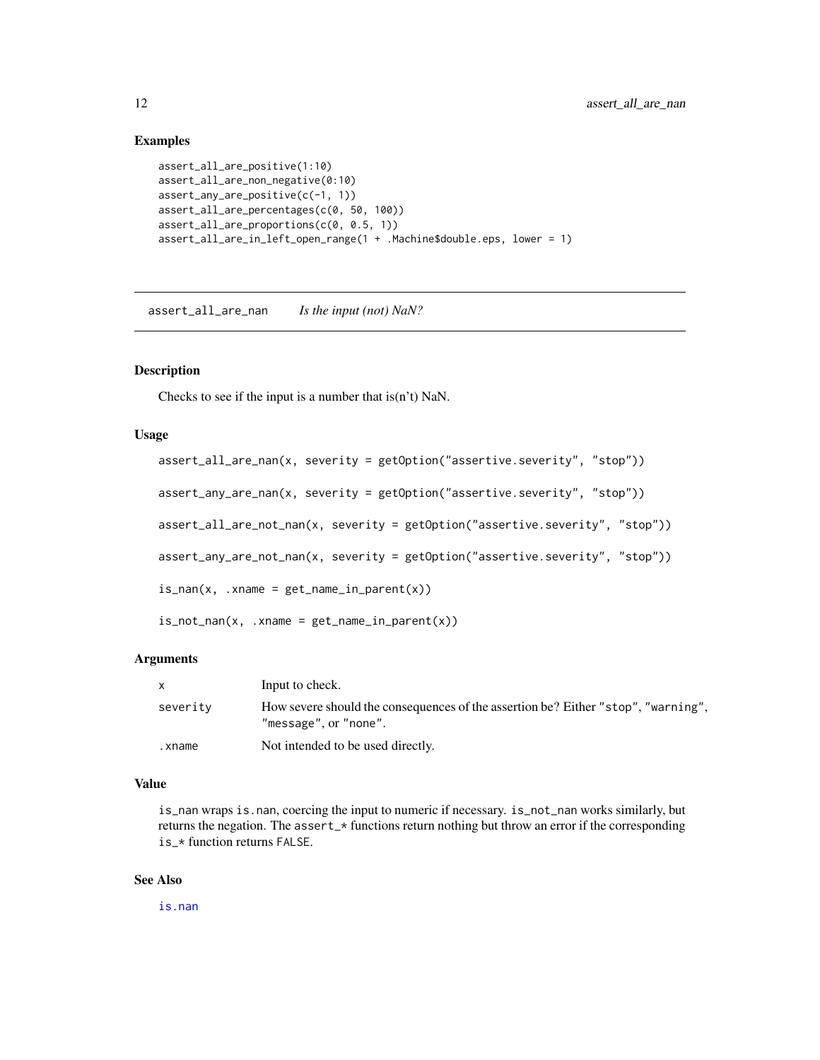## Examples

```
assert_all_are_positive(1:10)
assert_all_are_non_negative(0:10)
assert_any_are_positive(c(-1, 1))
assert_all_are_percentages(c(0, 50, 100))
assert_all_are_proportions(c(0, 0.5, 1))
assert_all_are_in_left_open_range(1 + .Machine$double.eps, lower = 1)
```

---

# assert_all_are_nan *Is the input (not) NaN?*

---

## Description

Checks to see if the input is a number that is(n't) NaN.

## Usage

```
assert_all_are_nan(x, severity = getOption("assertive.severity", "stop"))

assert_any_are_nan(x, severity = getOption("assertive.severity", "stop"))

assert_all_are_not_nan(x, severity = getOption("assertive.severity", "stop"))

assert_any_are_not_nan(x, severity = getOption("assertive.severity", "stop"))

is_nan(x, .xname = get_name_in_parent(x))

is_not_nan(x, .xname = get_name_in_parent(x))
```

## Arguments

| | |
|---|---|
| x | Input to check. |
| severity | How severe should the consequences of the assertion be? Either "stop", "warning", "message", or "none". |
| .xname | Not intended to be used directly. |

## Value

is_nan wraps is.nan, coercing the input to numeric if necessary. is_not_nan works similarly, but returns the negation. The assert_* functions return nothing but throw an error if the corresponding is_* function returns FALSE.

## See Also

is.nan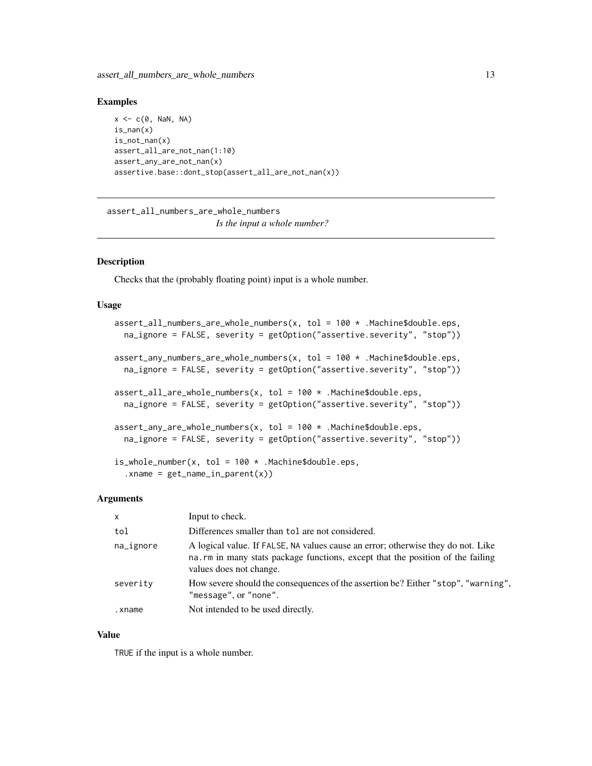## Examples

```
x <- c(0, NaN, NA)
is_nan(x)
is_not_nan(x)
assert_all_are_not_nan(1:10)
assert_any_are_not_nan(x)
assertive.base::dont_stop(assert_all_are_not_nan(x))
```

---

# assert_all_numbers_are_whole_numbers

*Is the input a whole number?*

---

## Description

Checks that the (probably floating point) input is a whole number.

## Usage

```
assert_all_numbers_are_whole_numbers(x, tol = 100 * .Machine$double.eps,
  na_ignore = FALSE, severity = getOption("assertive.severity", "stop"))

assert_any_numbers_are_whole_numbers(x, tol = 100 * .Machine$double.eps,
  na_ignore = FALSE, severity = getOption("assertive.severity", "stop"))

assert_all_are_whole_numbers(x, tol = 100 * .Machine$double.eps,
  na_ignore = FALSE, severity = getOption("assertive.severity", "stop"))

assert_any_are_whole_numbers(x, tol = 100 * .Machine$double.eps,
  na_ignore = FALSE, severity = getOption("assertive.severity", "stop"))

is_whole_number(x, tol = 100 * .Machine$double.eps,
  .xname = get_name_in_parent(x))
```

## Arguments

| | |
|---|---|
| `x` | Input to check. |
| `tol` | Differences smaller than `tol` are not considered. |
| `na_ignore` | A logical value. If `FALSE`, `NA` values cause an error; otherwise they do not. Like `na.rm` in many stats package functions, except that the position of the failing values does not change. |
| `severity` | How severe should the consequences of the assertion be? Either `"stop"`, `"warning"`, `"message"`, or `"none"`. |
| `.xname` | Not intended to be used directly. |

## Value

`TRUE` if the input is a whole number.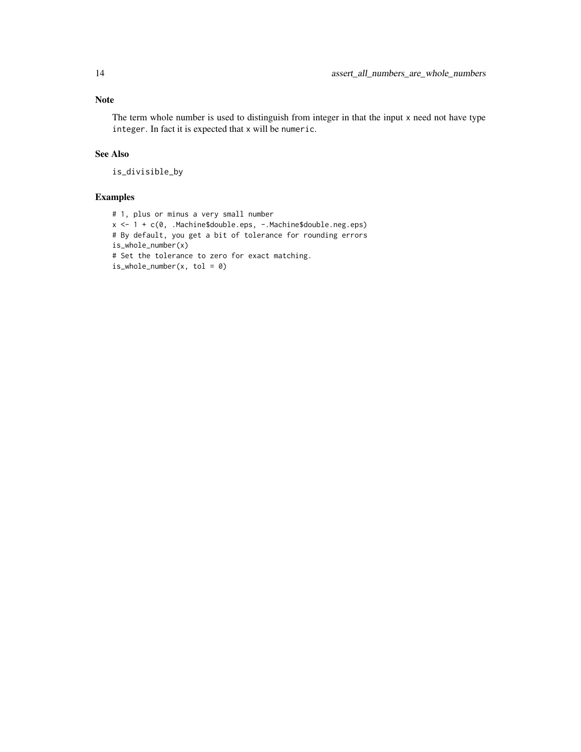## Note

The term whole number is used to distinguish from integer in that the input `x` need not have type `integer`. In fact it is expected that `x` will be `numeric`.

## See Also

`is_divisible_by`

## Examples

```
# 1, plus or minus a very small number
x <- 1 + c(0, .Machine$double.eps, -.Machine$double.neg.eps)
# By default, you get a bit of tolerance for rounding errors
is_whole_number(x)
# Set the tolerance to zero for exact matching.
is_whole_number(x, tol = 0)
```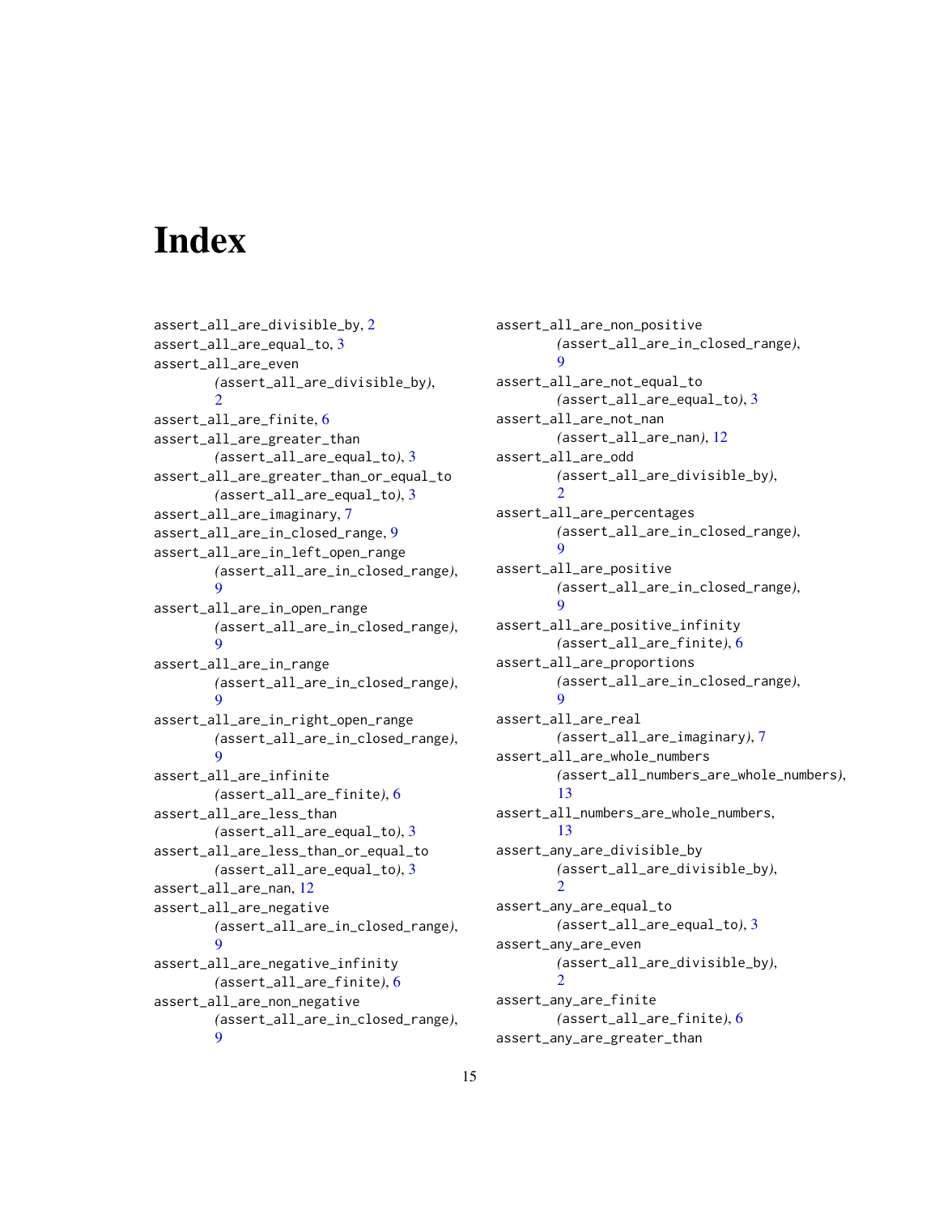# Index

assert_all_are_divisible_by, 2
assert_all_are_equal_to, 3
assert_all_are_even (assert_all_are_divisible_by), 2
assert_all_are_finite, 6
assert_all_are_greater_than (assert_all_are_equal_to), 3
assert_all_are_greater_than_or_equal_to (assert_all_are_equal_to), 3
assert_all_are_imaginary, 7
assert_all_are_in_closed_range, 9
assert_all_are_in_left_open_range (assert_all_are_in_closed_range), 9
assert_all_are_in_open_range (assert_all_are_in_closed_range), 9
assert_all_are_in_range (assert_all_are_in_closed_range), 9
assert_all_are_in_right_open_range (assert_all_are_in_closed_range), 9
assert_all_are_infinite (assert_all_are_finite), 6
assert_all_are_less_than (assert_all_are_equal_to), 3
assert_all_are_less_than_or_equal_to (assert_all_are_equal_to), 3
assert_all_are_nan, 12
assert_all_are_negative (assert_all_are_in_closed_range), 9
assert_all_are_negative_infinity (assert_all_are_finite), 6
assert_all_are_non_negative (assert_all_are_in_closed_range), 9
assert_all_are_non_positive (assert_all_are_in_closed_range), 9
assert_all_are_not_equal_to (assert_all_are_equal_to), 3
assert_all_are_not_nan (assert_all_are_nan), 12
assert_all_are_odd (assert_all_are_divisible_by), 2
assert_all_are_percentages (assert_all_are_in_closed_range), 9
assert_all_are_positive (assert_all_are_in_closed_range), 9
assert_all_are_positive_infinity (assert_all_are_finite), 6
assert_all_are_proportions (assert_all_are_in_closed_range), 9
assert_all_are_real (assert_all_are_imaginary), 7
assert_all_are_whole_numbers (assert_all_numbers_are_whole_numbers), 13
assert_all_numbers_are_whole_numbers, 13
assert_any_are_divisible_by (assert_all_are_divisible_by), 2
assert_any_are_equal_to (assert_all_are_equal_to), 3
assert_any_are_even (assert_all_are_divisible_by), 2
assert_any_are_finite (assert_all_are_finite), 6
assert_any_are_greater_than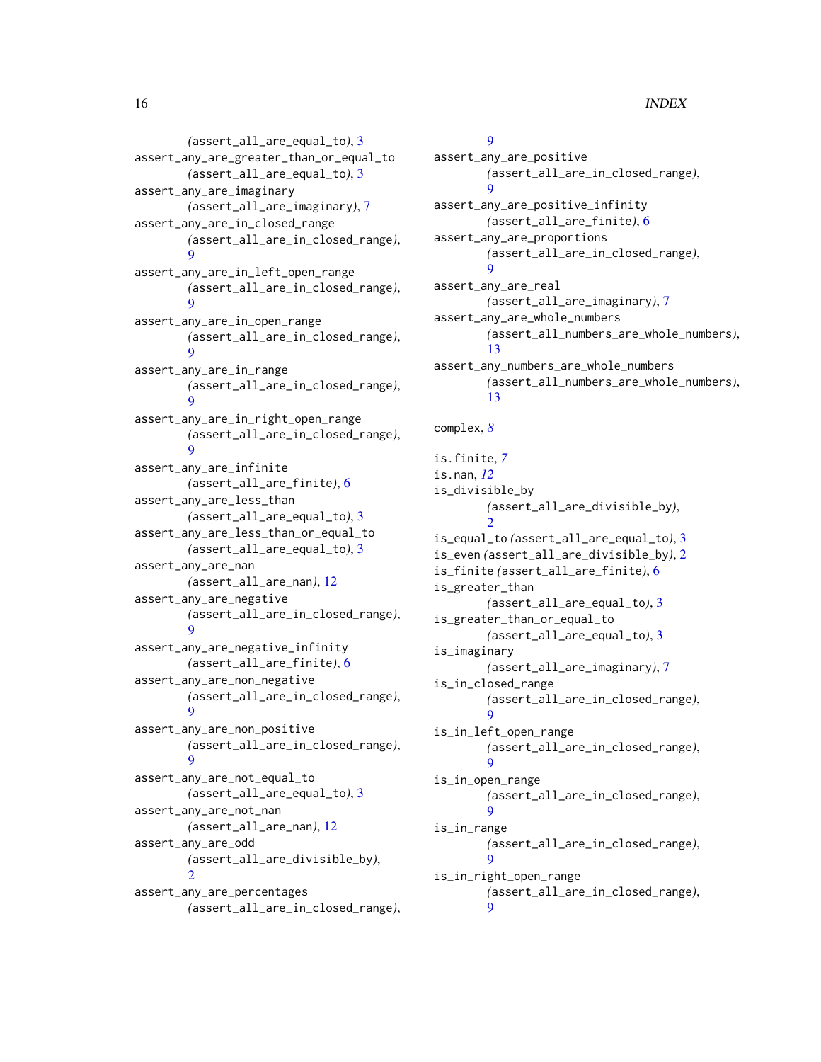(assert_all_are_equal_to), 3
assert_any_are_greater_than_or_equal_to (assert_all_are_equal_to), 3
assert_any_are_imaginary (assert_all_are_imaginary), 7
assert_any_are_in_closed_range (assert_all_are_in_closed_range), 9
assert_any_are_in_left_open_range (assert_all_are_in_closed_range), 9
assert_any_are_in_open_range (assert_all_are_in_closed_range), 9
assert_any_are_in_range (assert_all_are_in_closed_range), 9
assert_any_are_in_right_open_range (assert_all_are_in_closed_range), 9
assert_any_are_infinite (assert_all_are_finite), 6
assert_any_are_less_than (assert_all_are_equal_to), 3
assert_any_are_less_than_or_equal_to (assert_all_are_equal_to), 3
assert_any_are_nan (assert_all_are_nan), 12
assert_any_are_negative (assert_all_are_in_closed_range), 9
assert_any_are_negative_infinity (assert_all_are_finite), 6
assert_any_are_non_negative (assert_all_are_in_closed_range), 9
assert_any_are_non_positive (assert_all_are_in_closed_range), 9
assert_any_are_not_equal_to (assert_all_are_equal_to), 3
assert_any_are_not_nan (assert_all_are_nan), 12
assert_any_are_odd (assert_all_are_divisible_by), 2
assert_any_are_percentages (assert_all_are_in_closed_range), 9
assert_any_are_positive (assert_all_are_in_closed_range), 9
assert_any_are_positive_infinity (assert_all_are_finite), 6
assert_any_are_proportions (assert_all_are_in_closed_range), 9
assert_any_are_real (assert_all_are_imaginary), 7
assert_any_are_whole_numbers (assert_all_numbers_are_whole_numbers), 13
assert_any_numbers_are_whole_numbers (assert_all_numbers_are_whole_numbers), 13

complex, *8*

is.finite, *7*
is.nan, *12*
is_divisible_by (assert_all_are_divisible_by), 2
is_equal_to (assert_all_are_equal_to), 3
is_even (assert_all_are_divisible_by), 2
is_finite (assert_all_are_finite), 6
is_greater_than (assert_all_are_equal_to), 3
is_greater_than_or_equal_to (assert_all_are_equal_to), 3
is_imaginary (assert_all_are_imaginary), 7
is_in_closed_range (assert_all_are_in_closed_range), 9
is_in_left_open_range (assert_all_are_in_closed_range), 9
is_in_open_range (assert_all_are_in_closed_range), 9
is_in_range (assert_all_are_in_closed_range), 9
is_in_right_open_range (assert_all_are_in_closed_range), 9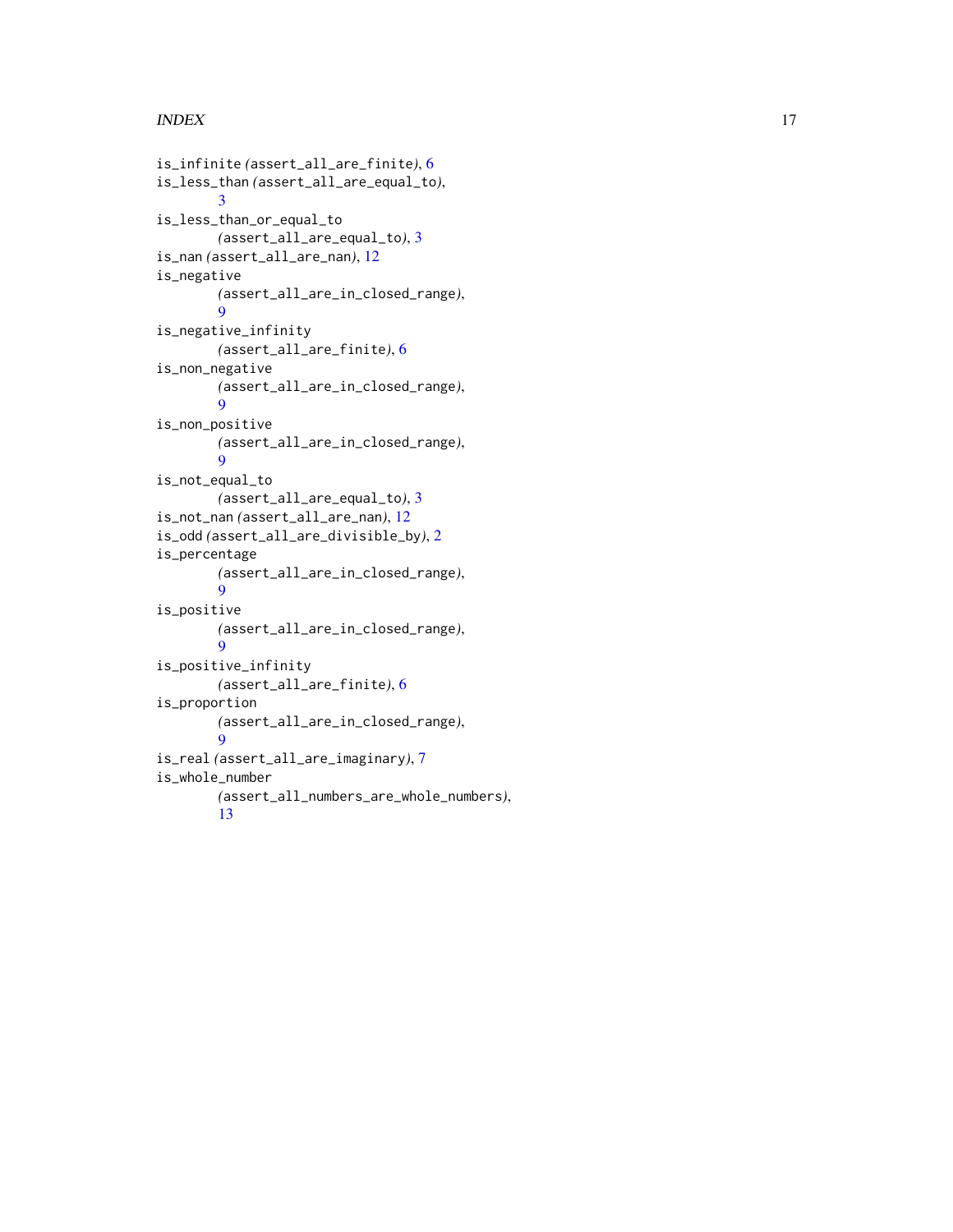is_infinite (assert_all_are_finite), 6
is_less_than (assert_all_are_equal_to), 3
is_less_than_or_equal_to (assert_all_are_equal_to), 3
is_nan (assert_all_are_nan), 12
is_negative (assert_all_are_in_closed_range), 9
is_negative_infinity (assert_all_are_finite), 6
is_non_negative (assert_all_are_in_closed_range), 9
is_non_positive (assert_all_are_in_closed_range), 9
is_not_equal_to (assert_all_are_equal_to), 3
is_not_nan (assert_all_are_nan), 12
is_odd (assert_all_are_divisible_by), 2
is_percentage (assert_all_are_in_closed_range), 9
is_positive (assert_all_are_in_closed_range), 9
is_positive_infinity (assert_all_are_finite), 6
is_proportion (assert_all_are_in_closed_range), 9
is_real (assert_all_are_imaginary), 7
is_whole_number (assert_all_numbers_are_whole_numbers), 13